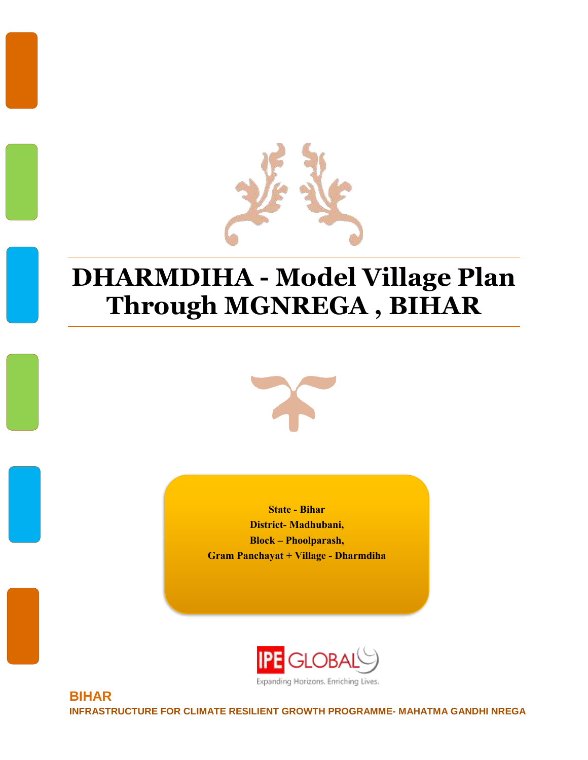# DHARMDIHA - Model Village Plan Through MGNREGA , BIHAR

**State - Bihar**
**District- Madhubani,**
**Block – Phoolparash,**
**Gram Panchayat + Village - Dharmdiha**

IPE GLOBAL
Expanding Horizons. Enriching Lives.

**BIHAR**

**INFRASTRUCTURE FOR CLIMATE RESILIENT GROWTH PROGRAMME- MAHATMA GANDHI NREGA**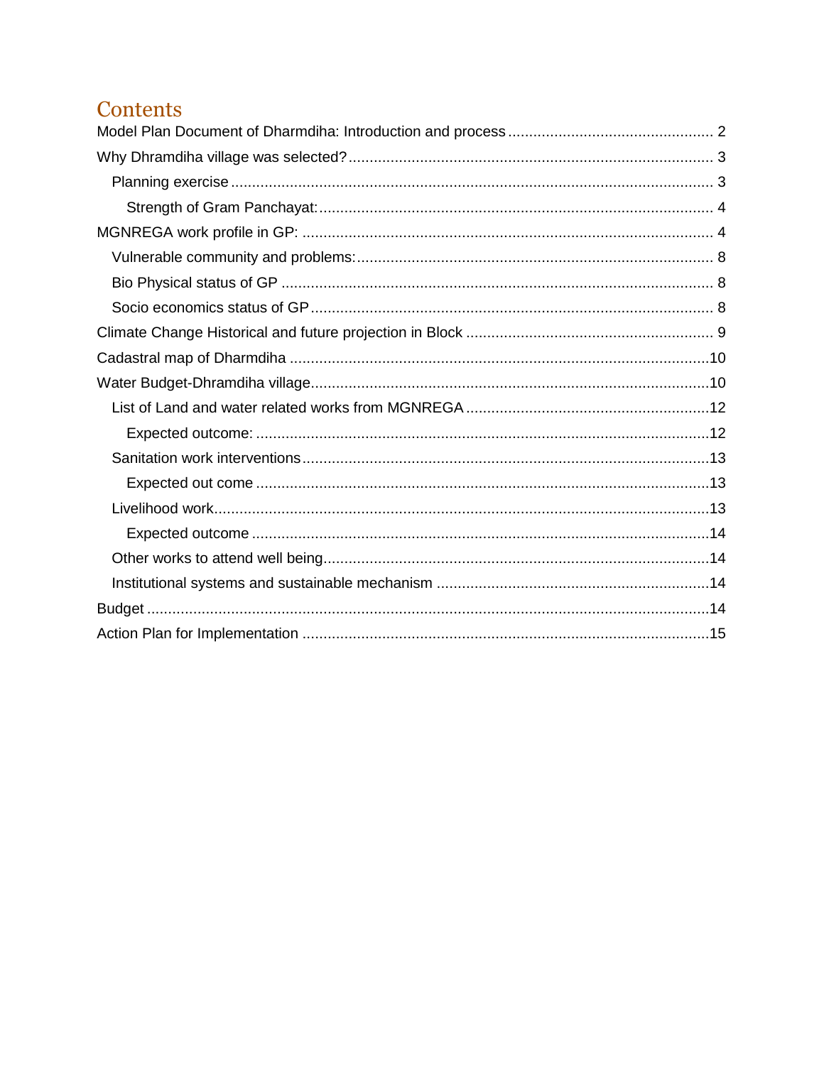# Contents

- Model Plan Document of Dharmdiha: Introduction and process ........ 2
- Why Dhramdiha village was selected? ........ 3
  - Planning exercise ........ 3
    - Strength of Gram Panchayat: ........ 4
- MGNREGA work profile in GP: ........ 4
  - Vulnerable community and problems: ........ 8
  - Bio Physical status of GP ........ 8
  - Socio economics status of GP ........ 8
- Climate Change Historical and future projection in Block ........ 9
- Cadastral map of Dharmdiha ........ 10
- Water Budget-Dhramdiha village ........ 10
  - List of Land and water related works from MGNREGA ........ 12
    - Expected outcome: ........ 12
  - Sanitation work interventions ........ 13
    - Expected out come ........ 13
  - Livelihood work ........ 13
    - Expected outcome ........ 14
  - Other works to attend well being ........ 14
  - Institutional systems and sustainable mechanism ........ 14
- Budget ........ 14
- Action Plan for Implementation ........ 15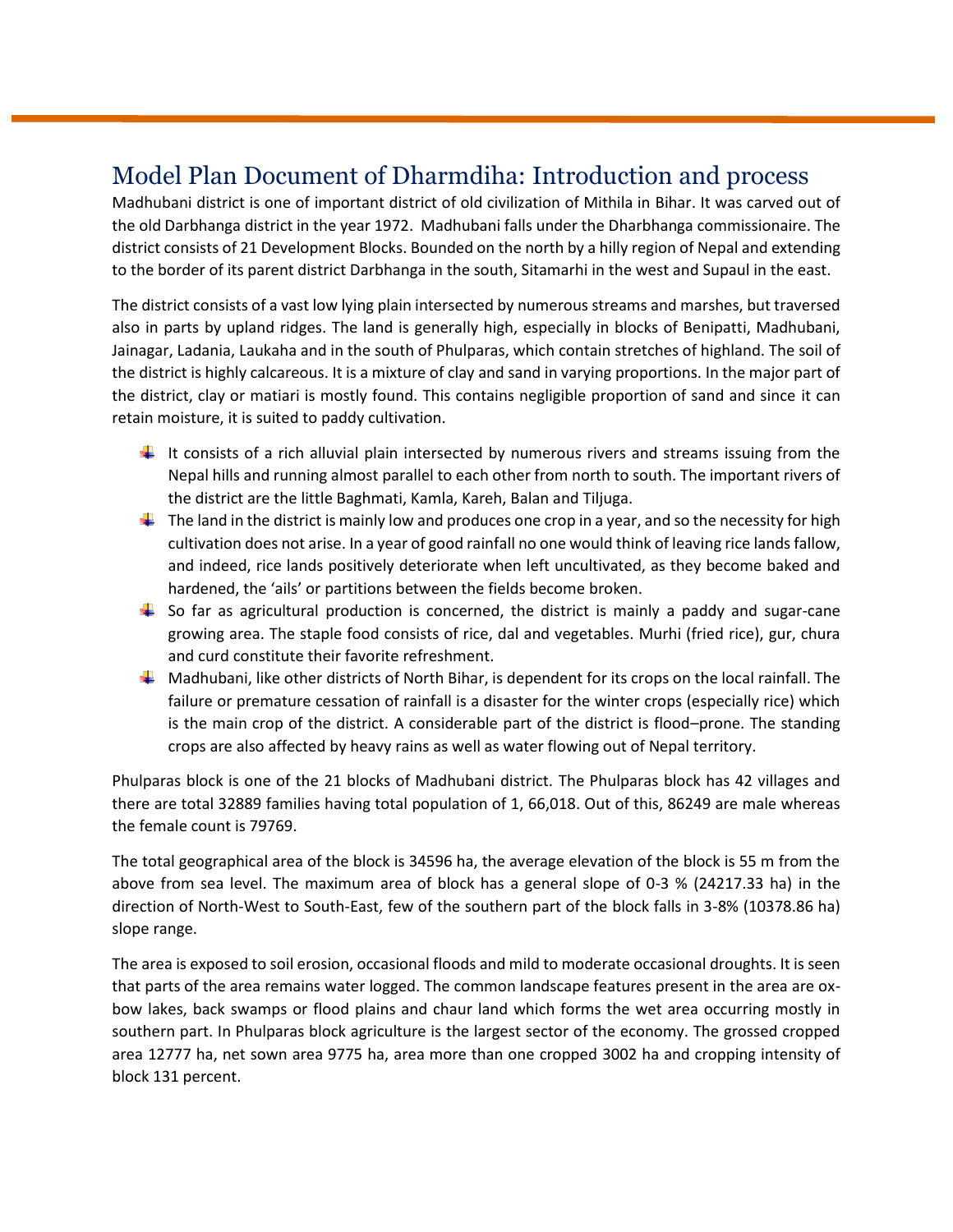# Model Plan Document of Dharmdiha: Introduction and process

Madhubani district is one of important district of old civilization of Mithila in Bihar. It was carved out of the old Darbhanga district in the year 1972. Madhubani falls under the Dharbhanga commissionaire. The district consists of 21 Development Blocks. Bounded on the north by a hilly region of Nepal and extending to the border of its parent district Darbhanga in the south, Sitamarhi in the west and Supaul in the east.

The district consists of a vast low lying plain intersected by numerous streams and marshes, but traversed also in parts by upland ridges. The land is generally high, especially in blocks of Benipatti, Madhubani, Jainagar, Ladania, Laukaha and in the south of Phulparas, which contain stretches of highland. The soil of the district is highly calcareous. It is a mixture of clay and sand in varying proportions. In the major part of the district, clay or matiari is mostly found. This contains negligible proportion of sand and since it can retain moisture, it is suited to paddy cultivation.

- It consists of a rich alluvial plain intersected by numerous rivers and streams issuing from the Nepal hills and running almost parallel to each other from north to south. The important rivers of the district are the little Baghmati, Kamla, Kareh, Balan and Tiljuga.
- The land in the district is mainly low and produces one crop in a year, and so the necessity for high cultivation does not arise. In a year of good rainfall no one would think of leaving rice lands fallow, and indeed, rice lands positively deteriorate when left uncultivated, as they become baked and hardened, the 'ails' or partitions between the fields become broken.
- So far as agricultural production is concerned, the district is mainly a paddy and sugar-cane growing area. The staple food consists of rice, dal and vegetables. Murhi (fried rice), gur, chura and curd constitute their favorite refreshment.
- Madhubani, like other districts of North Bihar, is dependent for its crops on the local rainfall. The failure or premature cessation of rainfall is a disaster for the winter crops (especially rice) which is the main crop of the district. A considerable part of the district is flood–prone. The standing crops are also affected by heavy rains as well as water flowing out of Nepal territory.

Phulparas block is one of the 21 blocks of Madhubani district. The Phulparas block has 42 villages and there are total 32889 families having total population of 1, 66,018. Out of this, 86249 are male whereas the female count is 79769.

The total geographical area of the block is 34596 ha, the average elevation of the block is 55 m from the above from sea level. The maximum area of block has a general slope of 0-3 % (24217.33 ha) in the direction of North-West to South-East, few of the southern part of the block falls in 3-8% (10378.86 ha) slope range.

The area is exposed to soil erosion, occasional floods and mild to moderate occasional droughts. It is seen that parts of the area remains water logged. The common landscape features present in the area are ox-bow lakes, back swamps or flood plains and chaur land which forms the wet area occurring mostly in southern part. In Phulparas block agriculture is the largest sector of the economy. The grossed cropped area 12777 ha, net sown area 9775 ha, area more than one cropped 3002 ha and cropping intensity of block 131 percent.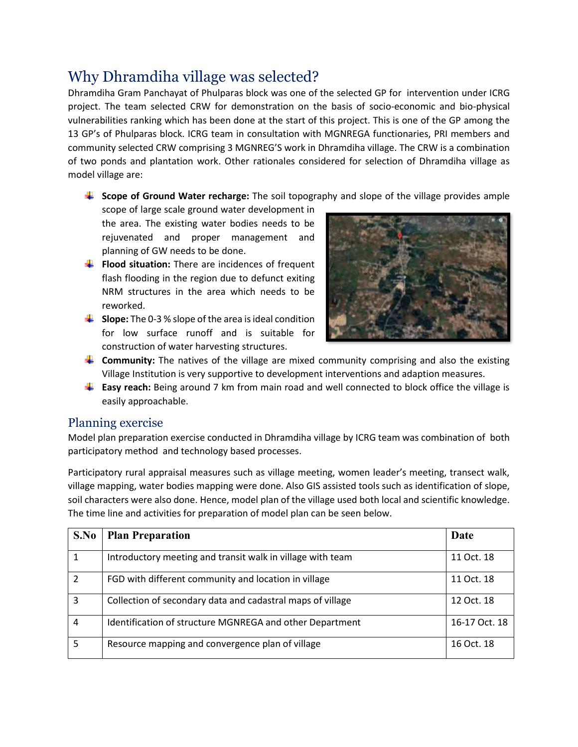## Why Dhramdiha village was selected?

Dhramdiha Gram Panchayat of Phulparas block was one of the selected GP for intervention under ICRG project. The team selected CRW for demonstration on the basis of socio-economic and bio-physical vulnerabilities ranking which has been done at the start of this project. This is one of the GP among the 13 GP's of Phulparas block. ICRG team in consultation with MGNREGA functionaries, PRI members and community selected CRW comprising 3 MGNREG'S work in Dhramdiha village. The CRW is a combination of two ponds and plantation work. Other rationales considered for selection of Dhramdiha village as model village are:

- **Scope of Ground Water recharge:** The soil topography and slope of the village provides ample scope of large scale ground water development in the area. The existing water bodies needs to be rejuvenated and proper management and planning of GW needs to be done.
- **Flood situation:** There are incidences of frequent flash flooding in the region due to defunct exiting NRM structures in the area which needs to be reworked.
- **Slope:** The 0-3 % slope of the area is ideal condition for low surface runoff and is suitable for construction of water harvesting structures.
- **Community:** The natives of the village are mixed community comprising and also the existing Village Institution is very supportive to development interventions and adaption measures.
- **Easy reach:** Being around 7 km from main road and well connected to block office the village is easily approachable.

### Planning exercise

Model plan preparation exercise conducted in Dhramdiha village by ICRG team was combination of both participatory method and technology based processes.

Participatory rural appraisal measures such as village meeting, women leader's meeting, transect walk, village mapping, water bodies mapping were done. Also GIS assisted tools such as identification of slope, soil characters were also done. Hence, model plan of the village used both local and scientific knowledge. The time line and activities for preparation of model plan can be seen below.

| S.No | Plan Preparation | Date |
|---|---|---|
| 1 | Introductory meeting and transit walk in village with team | 11 Oct. 18 |
| 2 | FGD with different community and location in village | 11 Oct. 18 |
| 3 | Collection of secondary data and cadastral maps of village | 12 Oct. 18 |
| 4 | Identification of structure MGNREGA and other Department | 16-17 Oct. 18 |
| 5 | Resource mapping and convergence plan of village | 16 Oct. 18 |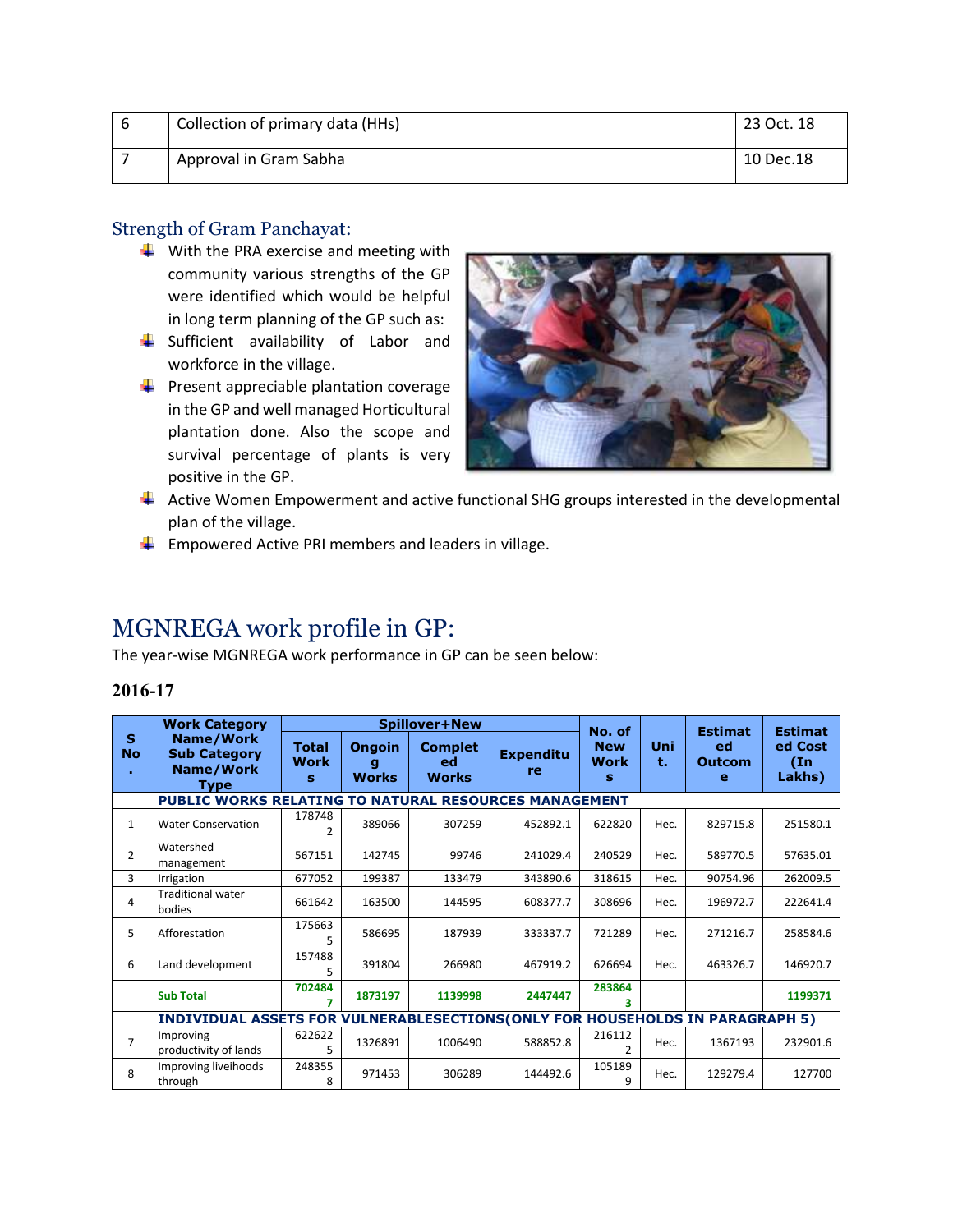| 6 | Collection of primary data (HHs) | 23 Oct. 18 |
|---|---|---|
| 7 | Approval in Gram Sabha | 10 Dec.18 |

## Strength of Gram Panchayat:

- With the PRA exercise and meeting with community various strengths of the GP were identified which would be helpful in long term planning of the GP such as:
- Sufficient availability of Labor and workforce in the village.
- Present appreciable plantation coverage in the GP and well managed Horticultural plantation done. Also the scope and survival percentage of plants is very positive in the GP.
- Active Women Empowerment and active functional SHG groups interested in the developmental plan of the village.
- Empowered Active PRI members and leaders in village.

# MGNREGA work profile in GP:

The year-wise MGNREGA work performance in GP can be seen below:

### 2016-17

| S No. | Work Category Name/Work Sub Category Name/Work Type | Spillover+New | | | | No. of New Works | Unit. | Estimated Outcome | Estimated Cost (In Lakhs) |
|---|---|---|---|---|---|---|---|---|---|
| | | Total Works | Ongoing Works | Completed Works | Expenditure | | | | |
| | **PUBLIC WORKS RELATING TO NATURAL RESOURCES MANAGEMENT** | | | | | | | | |
| 1 | Water Conservation | 1787482 | 389066 | 307259 | 452892.1 | 622820 | Hec. | 829715.8 | 251580.1 |
| 2 | Watershed management | 567151 | 142745 | 99746 | 241029.4 | 240529 | Hec. | 589770.5 | 57635.01 |
| 3 | Irrigation | 677052 | 199387 | 133479 | 343890.6 | 318615 | Hec. | 90754.96 | 262009.5 |
| 4 | Traditional water bodies | 661642 | 163500 | 144595 | 608377.7 | 308696 | Hec. | 196972.7 | 222641.4 |
| 5 | Afforestation | 1756635 | 586695 | 187939 | 333337.7 | 721289 | Hec. | 271216.7 | 258584.6 |
| 6 | Land development | 1574885 | 391804 | 266980 | 467919.2 | 626694 | Hec. | 463326.7 | 146920.7 |
| | **Sub Total** | **7024847** | **1873197** | **1139998** | **2447447** | **2838643** | | | **1199371** |
| | **INDIVIDUAL ASSETS FOR VULNERABLESECTIONS(ONLY FOR HOUSEHOLDS IN PARAGRAPH 5)** | | | | | | | | |
| 7 | Improving productivity of lands | 6226225 | 1326891 | 1006490 | 588852.8 | 2161122 | Hec. | 1367193 | 232901.6 |
| 8 | Improving liveihoods through | 2483558 | 971453 | 306289 | 144492.6 | 1051899 | Hec. | 129279.4 | 127700 |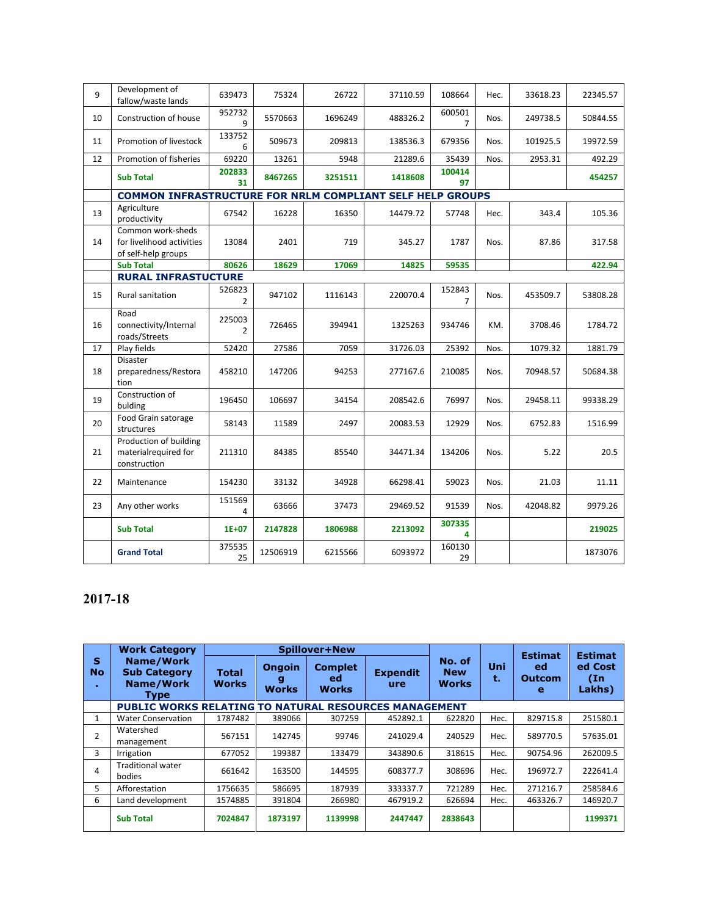| 9 | Development of fallow/waste lands | 639473 | 75324 | 26722 | 37110.59 | 108664 | Hec. | 33618.23 | 22345.57 |
|---|---|---|---|---|---|---|---|---|---|
| 10 | Construction of house | 9527329 | 5570663 | 1696249 | 488326.2 | 6005017 | Nos. | 249738.5 | 50844.55 |
| 11 | Promotion of livestock | 1337526 | 509673 | 209813 | 138536.3 | 679356 | Nos. | 101925.5 | 19972.59 |
| 12 | Promotion of fisheries | 69220 | 13261 | 5948 | 21289.6 | 35439 | Nos. | 2953.31 | 492.29 |
| | **Sub Total** | **20283331** | **8467265** | **3251511** | **1418608** | **10041497** | | | **454257** |
| | **COMMON INFRASTRUCTURE FOR NRLM COMPLIANT SELF HELP GROUPS** | | | | | | | | |
| 13 | Agriculture productivity | 67542 | 16228 | 16350 | 14479.72 | 57748 | Hec. | 343.4 | 105.36 |
| 14 | Common work-sheds for livelihood activities of self-help groups | 13084 | 2401 | 719 | 345.27 | 1787 | Nos. | 87.86 | 317.58 |
| | **Sub Total** | **80626** | **18629** | **17069** | **14825** | **59535** | | | **422.94** |
| | **RURAL INFRASTRUCTURE** | | | | | | | | |
| 15 | Rural sanitation | 5268232 | 947102 | 1116143 | 220070.4 | 1528437 | Nos. | 453509.7 | 53808.28 |
| 16 | Road connectivity/Internal roads/Streets | 2250032 | 726465 | 394941 | 1325263 | 934746 | KM. | 3708.46 | 1784.72 |
| 17 | Play fields | 52420 | 27586 | 7059 | 31726.03 | 25392 | Nos. | 1079.32 | 1881.79 |
| 18 | Disaster preparedness/Restoration | 458210 | 147206 | 94253 | 277167.6 | 210085 | Nos. | 70948.57 | 50684.38 |
| 19 | Construction of bulding | 196450 | 106697 | 34154 | 208542.6 | 76997 | Nos. | 29458.11 | 99338.29 |
| 20 | Food Grain satorage structures | 58143 | 11589 | 2497 | 20083.53 | 12929 | Nos. | 6752.83 | 1516.99 |
| 21 | Production of building materialrequired for construction | 211310 | 84385 | 85540 | 34471.34 | 134206 | Nos. | 5.22 | 20.5 |
| 22 | Maintenance | 154230 | 33132 | 34928 | 66298.41 | 59023 | Nos. | 21.03 | 11.11 |
| 23 | Any other works | 1515694 | 63666 | 37473 | 29469.52 | 91539 | Nos. | 42048.82 | 9979.26 |
| | **Sub Total** | **1E+07** | **2147828** | **1806988** | **2213092** | **3073354** | | | **219025** |
| | **Grand Total** | 37553525 | 12506919 | 6215566 | 6093972 | 16013029 | | | 1873076 |

# 2017-18

| S No. | Work Category Name/Work Sub Category Name/Work Type | Spillover+New | | | | No. of New Works | Unit. | Estimated Outcome | Estimated Cost (In Lakhs) |
|---|---|---|---|---|---|---|---|---|---|
| | | Total Works | Ongoing Works | Completed Works | Expenditure | | | | |
| | **PUBLIC WORKS RELATING TO NATURAL RESOURCES MANAGEMENT** | | | | | | | | |
| 1 | Water Conservation | 1787482 | 389066 | 307259 | 452892.1 | 622820 | Hec. | 829715.8 | 251580.1 |
| 2 | Watershed management | 567151 | 142745 | 99746 | 241029.4 | 240529 | Hec. | 589770.5 | 57635.01 |
| 3 | Irrigation | 677052 | 199387 | 133479 | 343890.6 | 318615 | Hec. | 90754.96 | 262009.5 |
| 4 | Traditional water bodies | 661642 | 163500 | 144595 | 608377.7 | 308696 | Hec. | 196972.7 | 222641.4 |
| 5 | Afforestation | 1756635 | 586695 | 187939 | 333337.7 | 721289 | Hec. | 271216.7 | 258584.6 |
| 6 | Land development | 1574885 | 391804 | 266980 | 467919.2 | 626694 | Hec. | 463326.7 | 146920.7 |
| | **Sub Total** | **7024847** | **1873197** | **1139998** | **2447447** | **2838643** | | | **1199371** |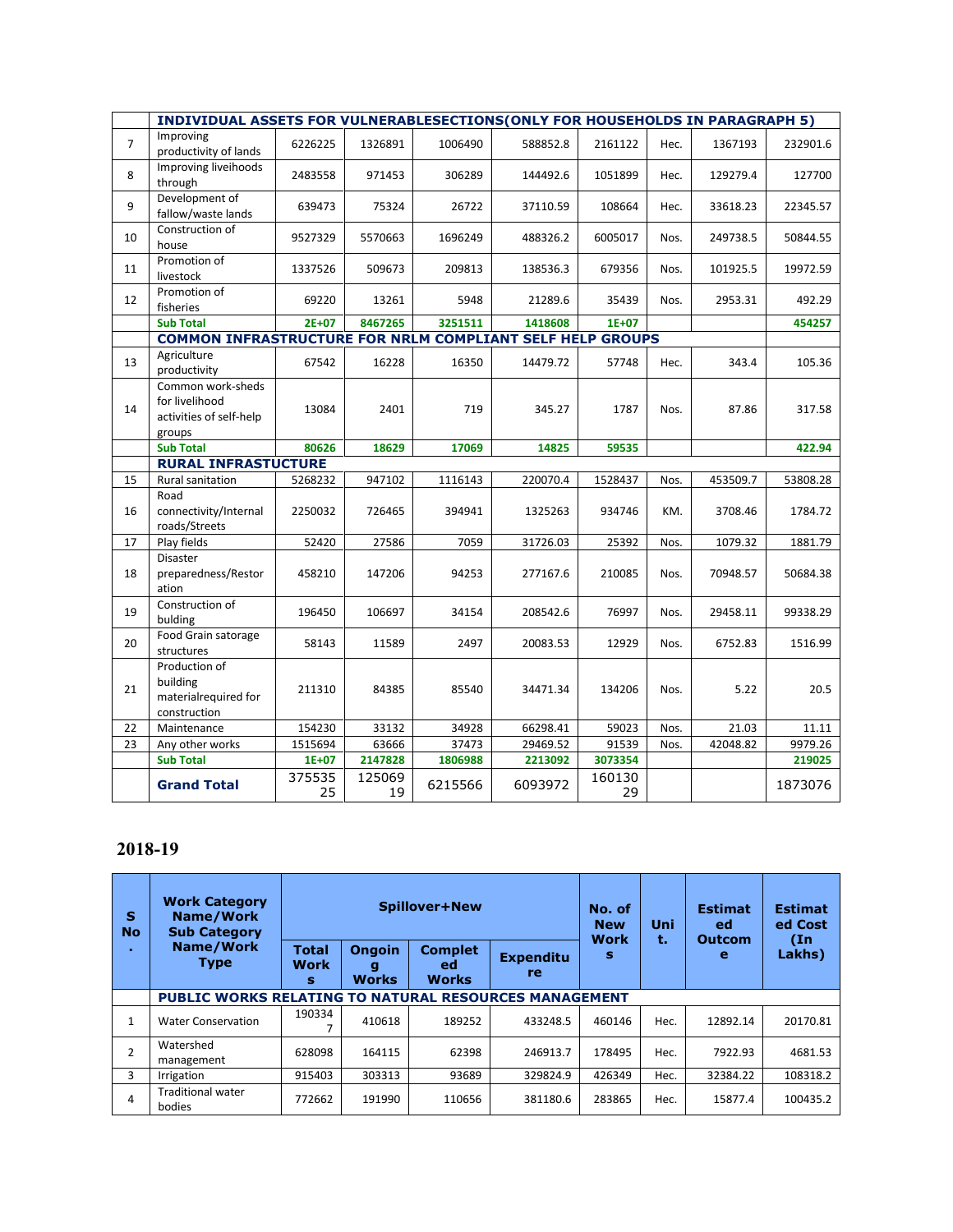| | INDIVIDUAL ASSETS FOR VULNERABLESECTIONS(ONLY FOR HOUSEHOLDS IN PARAGRAPH 5) | | | | | | | | |
|---|---|---|---|---|---|---|---|---|---|
| 7 | Improving productivity of lands | 6226225 | 1326891 | 1006490 | 588852.8 | 2161122 | Hec. | 1367193 | 232901.6 |
| 8 | Improving liveihoods through | 2483558 | 971453 | 306289 | 144492.6 | 1051899 | Hec. | 129279.4 | 127700 |
| 9 | Development of fallow/waste lands | 639473 | 75324 | 26722 | 37110.59 | 108664 | Hec. | 33618.23 | 22345.57 |
| 10 | Construction of house | 9527329 | 5570663 | 1696249 | 488326.2 | 6005017 | Nos. | 249738.5 | 50844.55 |
| 11 | Promotion of livestock | 1337526 | 509673 | 209813 | 138536.3 | 679356 | Nos. | 101925.5 | 19972.59 |
| 12 | Promotion of fisheries | 69220 | 13261 | 5948 | 21289.6 | 35439 | Nos. | 2953.31 | 492.29 |
| | **Sub Total** | **2E+07** | **8467265** | **3251511** | **1418608** | **1E+07** | | | **454257** |
| | **COMMON INFRASTRUCTURE FOR NRLM COMPLIANT SELF HELP GROUPS** | | | | | | | | |
| 13 | Agriculture productivity | 67542 | 16228 | 16350 | 14479.72 | 57748 | Hec. | 343.4 | 105.36 |
| 14 | Common work-sheds for livelihood activities of self-help groups | 13084 | 2401 | 719 | 345.27 | 1787 | Nos. | 87.86 | 317.58 |
| | **Sub Total** | **80626** | **18629** | **17069** | **14825** | **59535** | | | **422.94** |
| | **RURAL INFRASTRUCTURE** | | | | | | | | |
| 15 | Rural sanitation | 5268232 | 947102 | 1116143 | 220070.4 | 1528437 | Nos. | 453509.7 | 53808.28 |
| 16 | Road connectivity/Internal roads/Streets | 2250032 | 726465 | 394941 | 1325263 | 934746 | KM. | 3708.46 | 1784.72 |
| 17 | Play fields | 52420 | 27586 | 7059 | 31726.03 | 25392 | Nos. | 1079.32 | 1881.79 |
| 18 | Disaster preparedness/Restoration | 458210 | 147206 | 94253 | 277167.6 | 210085 | Nos. | 70948.57 | 50684.38 |
| 19 | Construction of bulding | 196450 | 106697 | 34154 | 208542.6 | 76997 | Nos. | 29458.11 | 99338.29 |
| 20 | Food Grain satorage structures | 58143 | 11589 | 2497 | 20083.53 | 12929 | Nos. | 6752.83 | 1516.99 |
| 21 | Production of building materialrequired for construction | 211310 | 84385 | 85540 | 34471.34 | 134206 | Nos. | 5.22 | 20.5 |
| 22 | Maintenance | 154230 | 33132 | 34928 | 66298.41 | 59023 | Nos. | 21.03 | 11.11 |
| 23 | Any other works | 1515694 | 63666 | 37473 | 29469.52 | 91539 | Nos. | 42048.82 | 9979.26 |
| | **Sub Total** | **1E+07** | **2147828** | **1806988** | **2213092** | **3073354** | | | **219025** |
| | **Grand Total** | 37553525 | 12506919 | 6215566 | 6093972 | 16013029 | | | 1873076 |

## 2018-19

| S No. | Work Category Name/Work Sub Category Name/Work Type | Spillover+New | | | | No. of New Works | Unit. | Estimated Outcome | Estimated Cost (In Lakhs) |
|---|---|---|---|---|---|---|---|---|---|
| | | Total Works | Ongoing Works | Completed Works | Expenditure | | | | |
| | **PUBLIC WORKS RELATING TO NATURAL RESOURCES MANAGEMENT** | | | | | | | | |
| 1 | Water Conservation | 1903347 | 410618 | 189252 | 433248.5 | 460146 | Hec. | 12892.14 | 20170.81 |
| 2 | Watershed management | 628098 | 164115 | 62398 | 246913.7 | 178495 | Hec. | 7922.93 | 4681.53 |
| 3 | Irrigation | 915403 | 303313 | 93689 | 329824.9 | 426349 | Hec. | 32384.22 | 108318.2 |
| 4 | Traditional water bodies | 772662 | 191990 | 110656 | 381180.6 | 283865 | Hec. | 15877.4 | 100435.2 |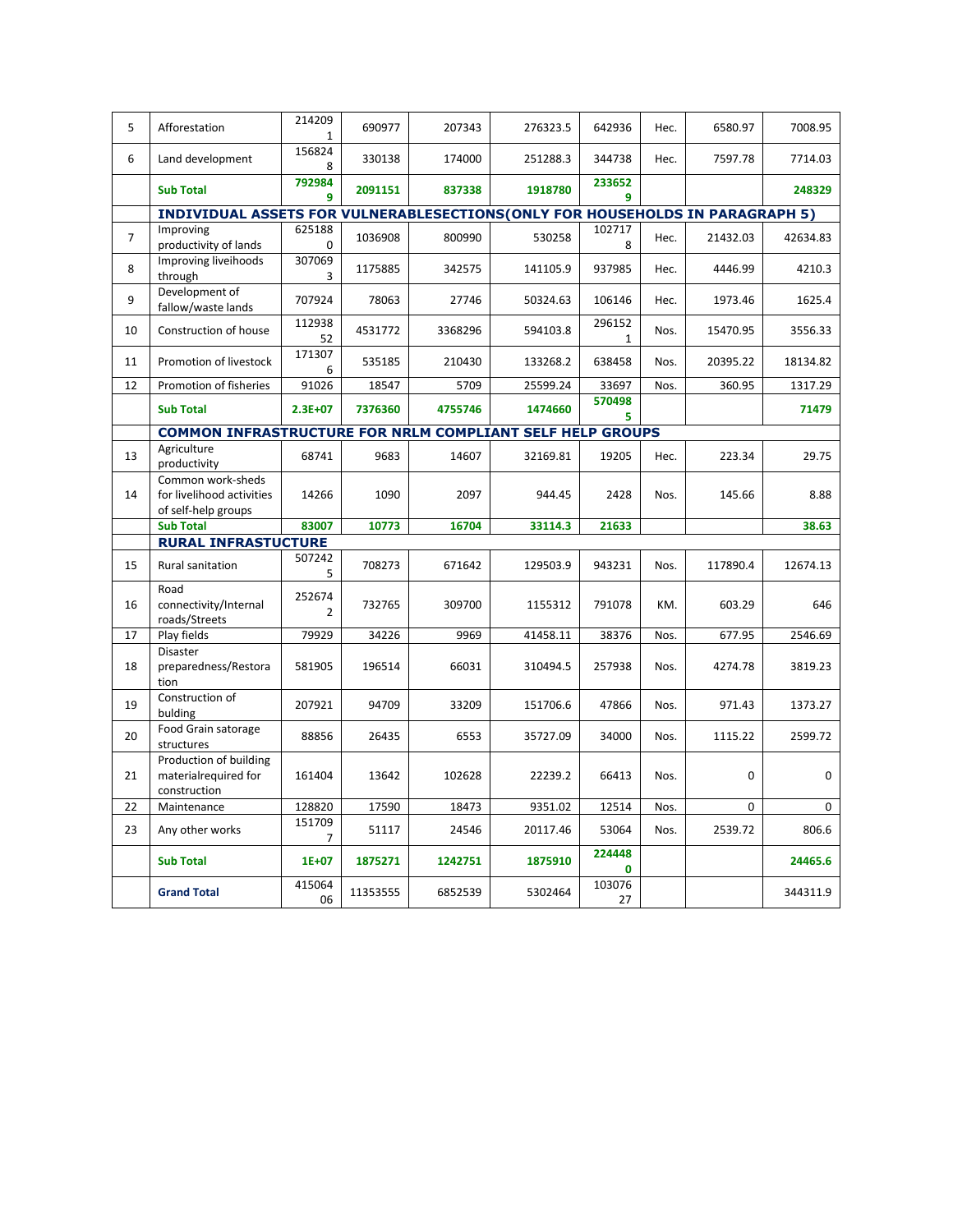| 5 | Afforestation | 2142091 | 690977 | 207343 | 276323.5 | 642936 | Hec. | 6580.97 | 7008.95 |
|---|---|---|---|---|---|---|---|---|---|
| 6 | Land development | 1568248 | 330138 | 174000 | 251288.3 | 344738 | Hec. | 7597.78 | 7714.03 |
| | **Sub Total** | **7929849** | **2091151** | **837338** | **1918780** | **2336529** | | | **248329** |
| | **INDIVIDUAL ASSETS FOR VULNERABLESECTIONS(ONLY FOR HOUSEHOLDS IN PARAGRAPH 5)** | | | | | | | | |
| 7 | Improving productivity of lands | 6251880 | 1036908 | 800990 | 530258 | 1027178 | Hec. | 21432.03 | 42634.83 |
| 8 | Improving liveihoods through | 3070693 | 1175885 | 342575 | 141105.9 | 937985 | Hec. | 4446.99 | 4210.3 |
| 9 | Development of fallow/waste lands | 707924 | 78063 | 27746 | 50324.63 | 106146 | Hec. | 1973.46 | 1625.4 |
| 10 | Construction of house | 11293852 | 4531772 | 3368296 | 594103.8 | 2961521 | Nos. | 15470.95 | 3556.33 |
| 11 | Promotion of livestock | 1713076 | 535185 | 210430 | 133268.2 | 638458 | Nos. | 20395.22 | 18134.82 |
| 12 | Promotion of fisheries | 91026 | 18547 | 5709 | 25599.24 | 33697 | Nos. | 360.95 | 1317.29 |
| | **Sub Total** | **2.3E+07** | **7376360** | **4755746** | **1474660** | **5704985** | | | **71479** |
| | **COMMON INFRASTRUCTURE FOR NRLM COMPLIANT SELF HELP GROUPS** | | | | | | | | |
| 13 | Agriculture productivity | 68741 | 9683 | 14607 | 32169.81 | 19205 | Hec. | 223.34 | 29.75 |
| 14 | Common work-sheds for livelihood activities of self-help groups | 14266 | 1090 | 2097 | 944.45 | 2428 | Nos. | 145.66 | 8.88 |
| | **Sub Total** | **83007** | **10773** | **16704** | **33114.3** | **21633** | | | **38.63** |
| | **RURAL INFRASTUCTURE** | | | | | | | | |
| 15 | Rural sanitation | 5072425 | 708273 | 671642 | 129503.9 | 943231 | Nos. | 117890.4 | 12674.13 |
| 16 | Road connectivity/Internal roads/Streets | 2526742 | 732765 | 309700 | 1155312 | 791078 | KM. | 603.29 | 646 |
| 17 | Play fields | 79929 | 34226 | 9969 | 41458.11 | 38376 | Nos. | 677.95 | 2546.69 |
| 18 | Disaster preparedness/Restoration | 581905 | 196514 | 66031 | 310494.5 | 257938 | Nos. | 4274.78 | 3819.23 |
| 19 | Construction of bulding | 207921 | 94709 | 33209 | 151706.6 | 47866 | Nos. | 971.43 | 1373.27 |
| 20 | Food Grain satorage structures | 88856 | 26435 | 6553 | 35727.09 | 34000 | Nos. | 1115.22 | 2599.72 |
| 21 | Production of building materialrequired for construction | 161404 | 13642 | 102628 | 22239.2 | 66413 | Nos. | 0 | 0 |
| 22 | Maintenance | 128820 | 17590 | 18473 | 9351.02 | 12514 | Nos. | 0 | 0 |
| 23 | Any other works | 1517097 | 51117 | 24546 | 20117.46 | 53064 | Nos. | 2539.72 | 806.6 |
| | **Sub Total** | **1E+07** | **1875271** | **1242751** | **1875910** | **2244480** | | | **24465.6** |
| | **Grand Total** | 41506406 | 11353555 | 6852539 | 5302464 | 10307627 | | | 344311.9 |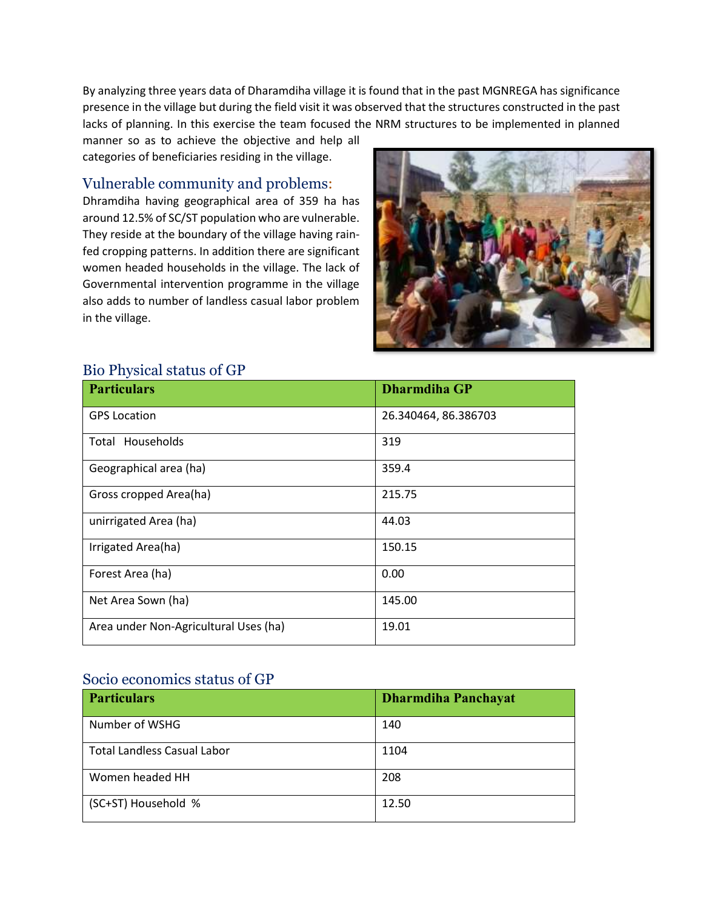By analyzing three years data of Dharamdiha village it is found that in the past MGNREGA has significance presence in the village but during the field visit it was observed that the structures constructed in the past lacks of planning. In this exercise the team focused the NRM structures to be implemented in planned manner so as to achieve the objective and help all categories of beneficiaries residing in the village.

## Vulnerable community and problems:

Dhramdiha having geographical area of 359 ha has around 12.5% of SC/ST population who are vulnerable. They reside at the boundary of the village having rain-fed cropping patterns. In addition there are significant women headed households in the village. The lack of Governmental intervention programme in the village also adds to number of landless casual labor problem in the village.

## Bio Physical status of GP

| Particulars | Dharmdiha GP |
|---|---|
| GPS Location | 26.340464, 86.386703 |
| Total Households | 319 |
| Geographical area (ha) | 359.4 |
| Gross cropped Area(ha) | 215.75 |
| unirrigated Area (ha) | 44.03 |
| Irrigated Area(ha) | 150.15 |
| Forest Area (ha) | 0.00 |
| Net Area Sown (ha) | 145.00 |
| Area under Non-Agricultural Uses (ha) | 19.01 |

## Socio economics status of GP

| Particulars | Dharmdiha Panchayat |
|---|---|
| Number of WSHG | 140 |
| Total Landless Casual Labor | 1104 |
| Women headed HH | 208 |
| (SC+ST) Household % | 12.50 |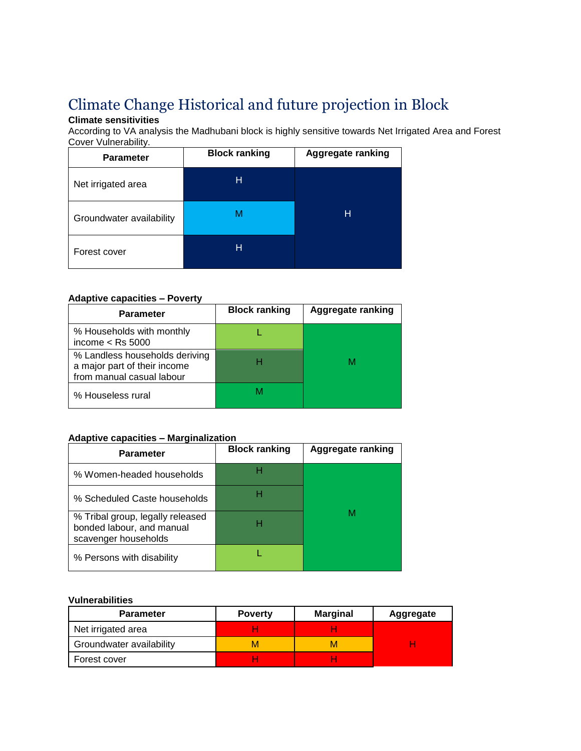# Climate Change Historical and future projection in Block

**Climate sensitivities**

According to VA analysis the Madhubani block is highly sensitive towards Net Irrigated Area and Forest Cover Vulnerability.

| Parameter | Block ranking | Aggregate ranking |
|---|---|---|
| Net irrigated area | H | H |
| Groundwater availability | M | |
| Forest cover | H | |

**Adaptive capacities – Poverty**

| Parameter | Block ranking | Aggregate ranking |
|---|---|---|
| % Households with monthly income < Rs 5000 | L | M |
| % Landless households deriving a major part of their income from manual casual labour | H | |
| % Houseless rural | M | |

**Adaptive capacities – Marginalization**

| Parameter | Block ranking | Aggregate ranking |
|---|---|---|
| % Women-headed households | H | M |
| % Scheduled Caste households | H | |
| % Tribal group, legally released bonded labour, and manual scavenger households | H | |
| % Persons with disability | L | |

**Vulnerabilities**

| Parameter | Poverty | Marginal | Aggregate |
|---|---|---|---|
| Net irrigated area | H | H | H |
| Groundwater availability | M | M | |
| Forest cover | H | H | |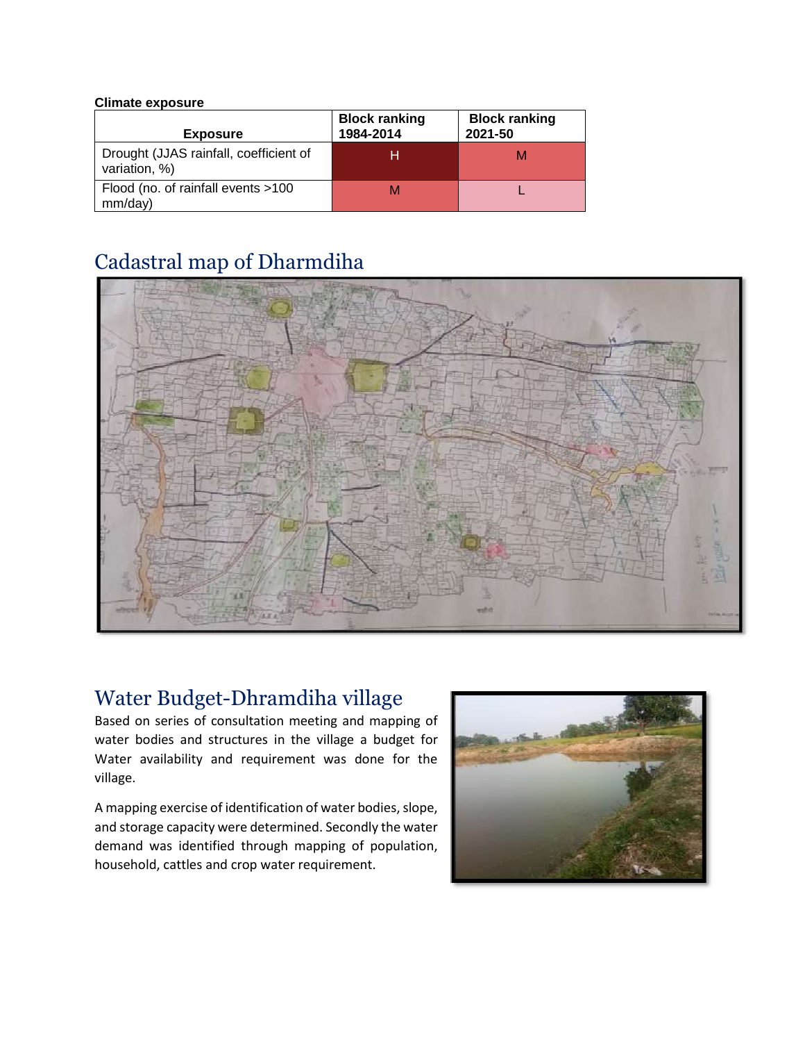**Climate exposure**

| Exposure | Block ranking 1984-2014 | Block ranking 2021-50 |
|---|---|---|
| Drought (JJAS rainfall, coefficient of variation, %) | H | M |
| Flood (no. of rainfall events >100 mm/day) | M | L |

# Cadastral map of Dharmdiha

# Water Budget-Dhramdiha village

Based on series of consultation meeting and mapping of water bodies and structures in the village a budget for Water availability and requirement was done for the village.

A mapping exercise of identification of water bodies, slope, and storage capacity were determined. Secondly the water demand was identified through mapping of population, household, cattles and crop water requirement.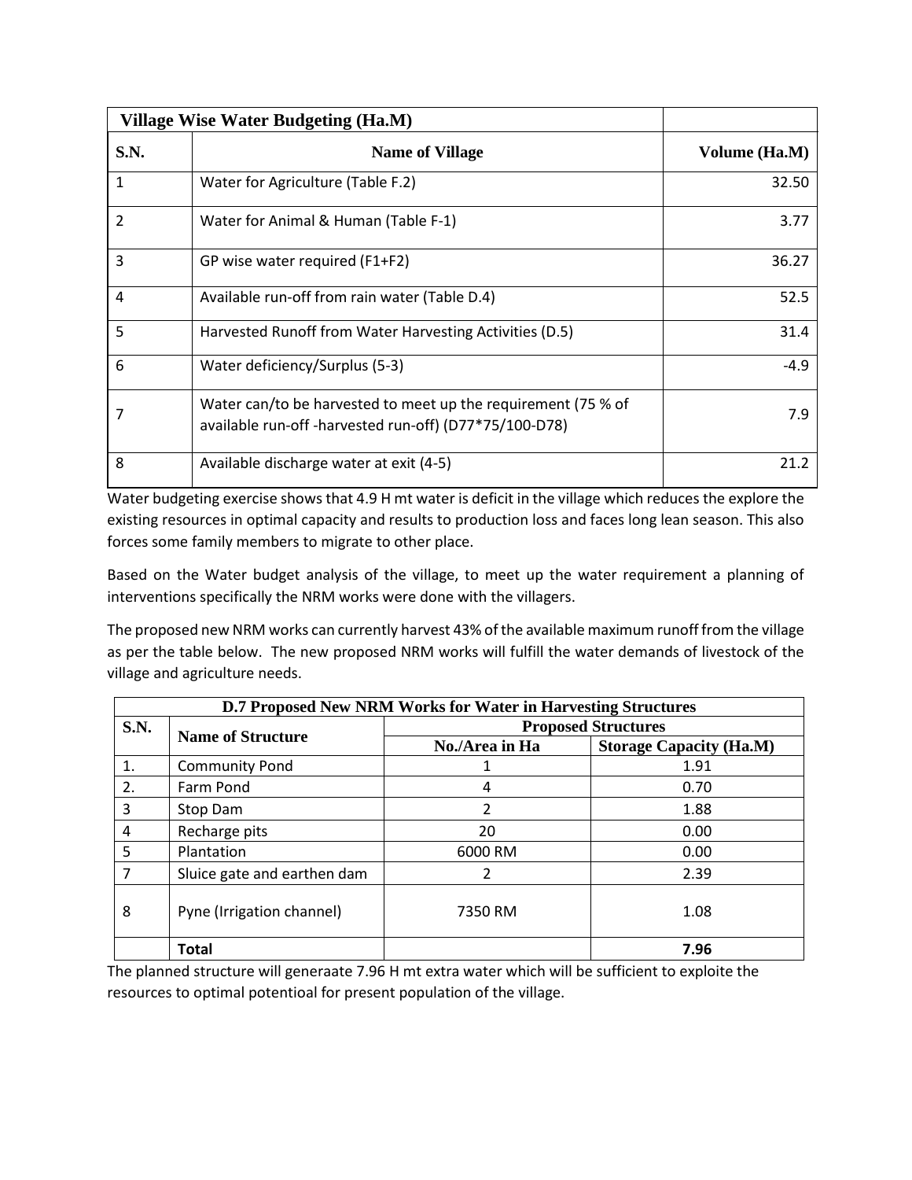| Village Wise Water Budgeting (Ha.M) | | |
|---|---|---|
| **S.N.** | **Name of Village** | **Volume (Ha.M)** |
| 1 | Water for Agriculture (Table F.2) | 32.50 |
| 2 | Water for Animal & Human (Table F-1) | 3.77 |
| 3 | GP wise water required (F1+F2) | 36.27 |
| 4 | Available run-off from rain water (Table D.4) | 52.5 |
| 5 | Harvested Runoff from Water Harvesting Activities (D.5) | 31.4 |
| 6 | Water deficiency/Surplus (5-3) | -4.9 |
| 7 | Water can/to be harvested to meet up the requirement (75 % of available run-off -harvested run-off) (D77*75/100-D78) | 7.9 |
| 8 | Available discharge water at exit (4-5) | 21.2 |

Water budgeting exercise shows that 4.9 H mt water is deficit in the village which reduces the explore the existing resources in optimal capacity and results to production loss and faces long lean season. This also forces some family members to migrate to other place.

Based on the Water budget analysis of the village, to meet up the water requirement a planning of interventions specifically the NRM works were done with the villagers.

The proposed new NRM works can currently harvest 43% of the available maximum runoff from the village as per the table below. The new proposed NRM works will fulfill the water demands of livestock of the village and agriculture needs.

| D.7 Proposed New NRM Works for Water in Harvesting Structures | | | |
|---|---|---|---|
| **S.N.** | **Name of Structure** | **Proposed Structures** | |
| | | **No./Area in Ha** | **Storage Capacity (Ha.M)** |
| 1. | Community Pond | 1 | 1.91 |
| 2. | Farm Pond | 4 | 0.70 |
| 3 | Stop Dam | 2 | 1.88 |
| 4 | Recharge pits | 20 | 0.00 |
| 5 | Plantation | 6000 RM | 0.00 |
| 7 | Sluice gate and earthen dam | 2 | 2.39 |
| 8 | Pyne (Irrigation channel) | 7350 RM | 1.08 |
| | **Total** | | **7.96** |

The planned structure will generaate 7.96 H mt extra water which will be sufficient to exploite the resources to optimal potentioal for present population of the village.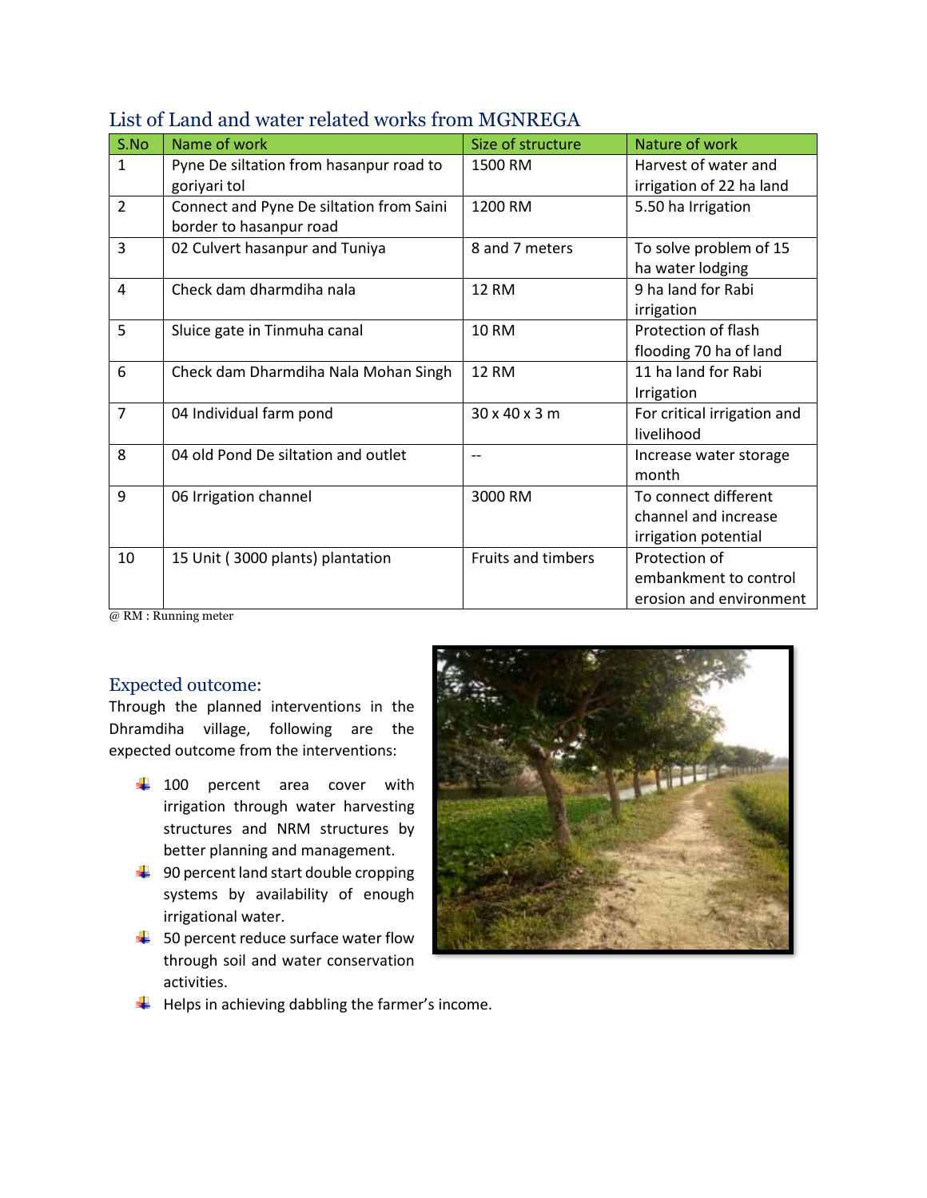## List of Land and water related works from MGNREGA

| S.No | Name of work | Size of structure | Nature of work |
|---|---|---|---|
| 1 | Pyne De siltation from hasanpur road to goriyari tol | 1500 RM | Harvest of water and irrigation of 22 ha land |
| 2 | Connect and Pyne De siltation from Saini border to hasanpur road | 1200 RM | 5.50 ha Irrigation |
| 3 | 02 Culvert hasanpur and Tuniya | 8 and 7 meters | To solve problem of 15 ha water lodging |
| 4 | Check dam dharmdiha nala | 12 RM | 9 ha land for Rabi irrigation |
| 5 | Sluice gate in Tinmuha canal | 10 RM | Protection of flash flooding 70 ha of land |
| 6 | Check dam Dharmdiha Nala Mohan Singh | 12 RM | 11 ha land for Rabi Irrigation |
| 7 | 04 Individual farm pond | 30 x 40 x 3 m | For critical irrigation and livelihood |
| 8 | 04 old Pond De siltation and outlet | -- | Increase water storage month |
| 9 | 06 Irrigation channel | 3000 RM | To connect different channel and increase irrigation potential |
| 10 | 15 Unit ( 3000 plants) plantation | Fruits and timbers | Protection of embankment to control erosion and environment |

@ RM : Running meter

## Expected outcome:

Through the planned interventions in the Dhramdiha village, following are the expected outcome from the interventions:

- 100 percent area cover with irrigation through water harvesting structures and NRM structures by better planning and management.
- 90 percent land start double cropping systems by availability of enough irrigational water.
- 50 percent reduce surface water flow through soil and water conservation activities.
- Helps in achieving dabbling the farmer's income.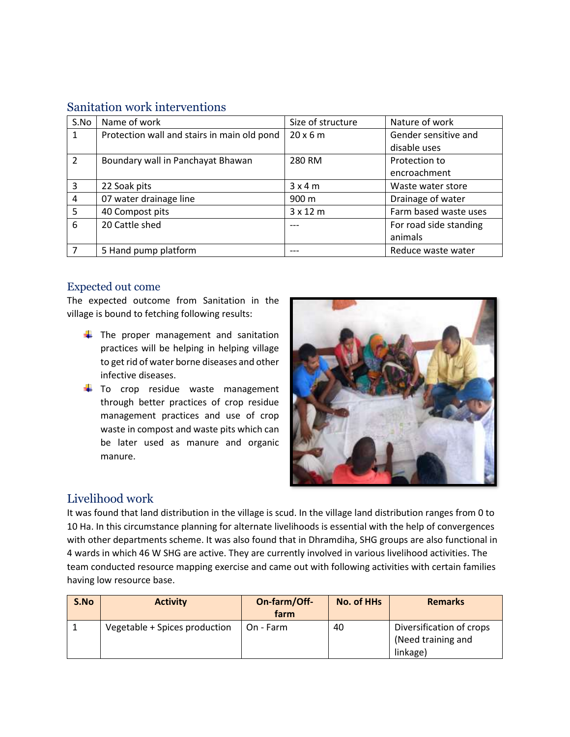## Sanitation work interventions

| S.No | Name of work | Size of structure | Nature of work |
|---|---|---|---|
| 1 | Protection wall and stairs in main old pond | 20 x 6 m | Gender sensitive and disable uses |
| 2 | Boundary wall in Panchayat Bhawan | 280 RM | Protection to encroachment |
| 3 | 22 Soak pits | 3 x 4 m | Waste water store |
| 4 | 07 water drainage line | 900 m | Drainage of water |
| 5 | 40 Compost pits | 3 x 12 m | Farm based waste uses |
| 6 | 20 Cattle shed | --- | For road side standing animals |
| 7 | 5 Hand pump platform | --- | Reduce waste water |

## Expected out come

The expected outcome from Sanitation in the village is bound to fetching following results:

- The proper management and sanitation practices will be helping in helping village to get rid of water borne diseases and other infective diseases.
- To crop residue waste management through better practices of crop residue management practices and use of crop waste in compost and waste pits which can be later used as manure and organic manure.

## Livelihood work

It was found that land distribution in the village is scud. In the village land distribution ranges from 0 to 10 Ha. In this circumstance planning for alternate livelihoods is essential with the help of convergences with other departments scheme. It was also found that in Dhramdiha, SHG groups are also functional in 4 wards in which 46 W SHG are active. They are currently involved in various livelihood activities. The team conducted resource mapping exercise and came out with following activities with certain families having low resource base.

| S.No | Activity | On-farm/Off-farm | No. of HHs | Remarks |
|---|---|---|---|---|
| 1 | Vegetable + Spices production | On - Farm | 40 | Diversification of crops (Need training and linkage) |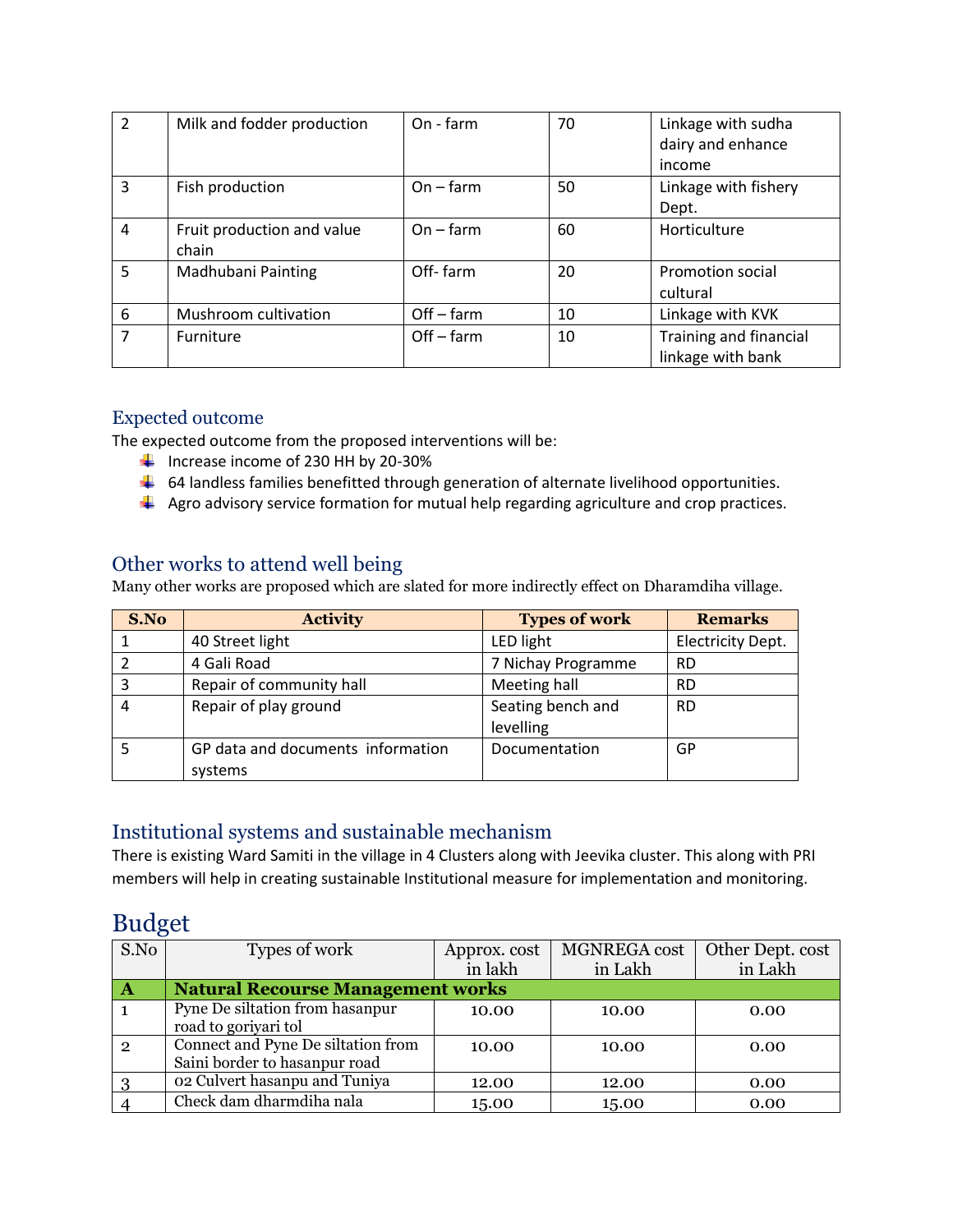| 2 | Milk and fodder production | On - farm | 70 | Linkage with sudha dairy and enhance income |
|---|---|---|---|---|
| 3 | Fish production | On – farm | 50 | Linkage with fishery Dept. |
| 4 | Fruit production and value chain | On – farm | 60 | Horticulture |
| 5 | Madhubani Painting | Off- farm | 20 | Promotion social cultural |
| 6 | Mushroom cultivation | Off – farm | 10 | Linkage with KVK |
| 7 | Furniture | Off – farm | 10 | Training and financial linkage with bank |

## Expected outcome

The expected outcome from the proposed interventions will be:

- Increase income of 230 HH by 20-30%
- 64 landless families benefitted through generation of alternate livelihood opportunities.
- Agro advisory service formation for mutual help regarding agriculture and crop practices.

## Other works to attend well being

Many other works are proposed which are slated for more indirectly effect on Dharamdiha village.

| S.No | Activity | Types of work | Remarks |
|---|---|---|---|
| 1 | 40 Street light | LED light | Electricity Dept. |
| 2 | 4 Gali Road | 7 Nichay Programme | RD |
| 3 | Repair of community hall | Meeting hall | RD |
| 4 | Repair of play ground | Seating bench and levelling | RD |
| 5 | GP data and documents information systems | Documentation | GP |

## Institutional systems and sustainable mechanism

There is existing Ward Samiti in the village in 4 Clusters along with Jeevika cluster. This along with PRI members will help in creating sustainable Institutional measure for implementation and monitoring.

# Budget

| S.No | Types of work | Approx. cost in lakh | MGNREGA cost in Lakh | Other Dept. cost in Lakh |
|---|---|---|---|---|
| **A** | **Natural Recourse Management works** | | | |
| 1 | Pyne De siltation from hasanpur road to goriyari tol | 10.00 | 10.00 | 0.00 |
| 2 | Connect and Pyne De siltation from Saini border to hasanpur road | 10.00 | 10.00 | 0.00 |
| 3 | 02 Culvert hasanpu and Tuniya | 12.00 | 12.00 | 0.00 |
| 4 | Check dam dharmdiha nala | 15.00 | 15.00 | 0.00 |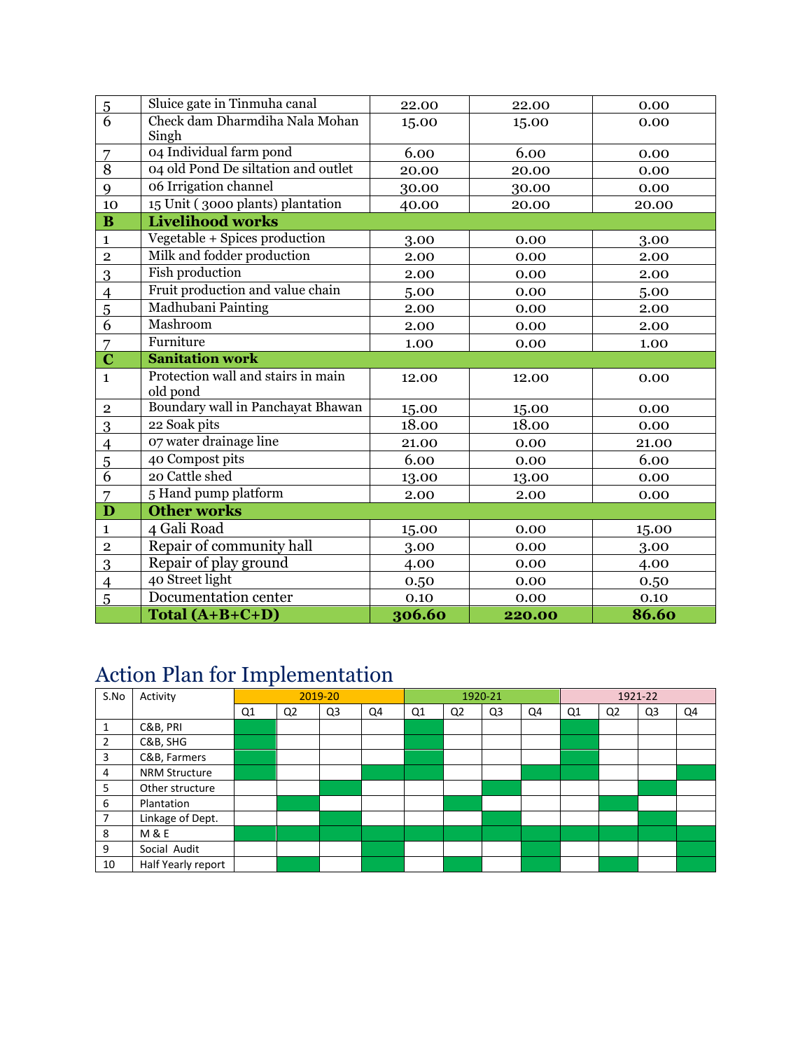| | | | | |
|---|---|---|---|---|
| 5 | Sluice gate in Tinmuha canal | 22.00 | 22.00 | 0.00 |
| 6 | Check dam Dharmdiha Nala Mohan Singh | 15.00 | 15.00 | 0.00 |
| 7 | 04 Individual farm pond | 6.00 | 6.00 | 0.00 |
| 8 | 04 old Pond De siltation and outlet | 20.00 | 20.00 | 0.00 |
| 9 | 06 Irrigation channel | 30.00 | 30.00 | 0.00 |
| 10 | 15 Unit ( 3000 plants) plantation | 40.00 | 20.00 | 20.00 |
| **B** | **Livelihood works** | | | |
| 1 | Vegetable + Spices production | 3.00 | 0.00 | 3.00 |
| 2 | Milk and fodder production | 2.00 | 0.00 | 2.00 |
| 3 | Fish production | 2.00 | 0.00 | 2.00 |
| 4 | Fruit production and value chain | 5.00 | 0.00 | 5.00 |
| 5 | Madhubani Painting | 2.00 | 0.00 | 2.00 |
| 6 | Mashroom | 2.00 | 0.00 | 2.00 |
| 7 | Furniture | 1.00 | 0.00 | 1.00 |
| **C** | **Sanitation work** | | | |
| 1 | Protection wall and stairs in main old pond | 12.00 | 12.00 | 0.00 |
| 2 | Boundary wall in Panchayat Bhawan | 15.00 | 15.00 | 0.00 |
| 3 | 22 Soak pits | 18.00 | 18.00 | 0.00 |
| 4 | 07 water drainage line | 21.00 | 0.00 | 21.00 |
| 5 | 40 Compost pits | 6.00 | 0.00 | 6.00 |
| 6 | 20 Cattle shed | 13.00 | 13.00 | 0.00 |
| 7 | 5 Hand pump platform | 2.00 | 2.00 | 0.00 |
| **D** | **Other works** | | | |
| 1 | 4 Gali Road | 15.00 | 0.00 | 15.00 |
| 2 | Repair of community hall | 3.00 | 0.00 | 3.00 |
| 3 | Repair of play ground | 4.00 | 0.00 | 4.00 |
| 4 | 40 Street light | 0.50 | 0.00 | 0.50 |
| 5 | Documentation center | 0.10 | 0.00 | 0.10 |
| | **Total (A+B+C+D)** | **306.60** | **220.00** | **86.60** |

# Action Plan for Implementation

| S.No | Activity | 2019-20 | | | | 1920-21 | | | | 1921-22 | | | |
|---|---|---|---|---|---|---|---|---|---|---|---|---|---|
| | | Q1 | Q2 | Q3 | Q4 | Q1 | Q2 | Q3 | Q4 | Q1 | Q2 | Q3 | Q4 |
| 1 | C&B, PRI | | | | | | | | | | | | |
| 2 | C&B, SHG | | | | | | | | | | | | |
| 3 | C&B, Farmers | | | | | | | | | | | | |
| 4 | NRM Structure | | | | | | | | | | | | |
| 5 | Other structure | | | | | | | | | | | | |
| 6 | Plantation | | | | | | | | | | | | |
| 7 | Linkage of Dept. | | | | | | | | | | | | |
| 8 | M & E | | | | | | | | | | | | |
| 9 | Social Audit | | | | | | | | | | | | |
| 10 | Half Yearly report | | | | | | | | | | | | |